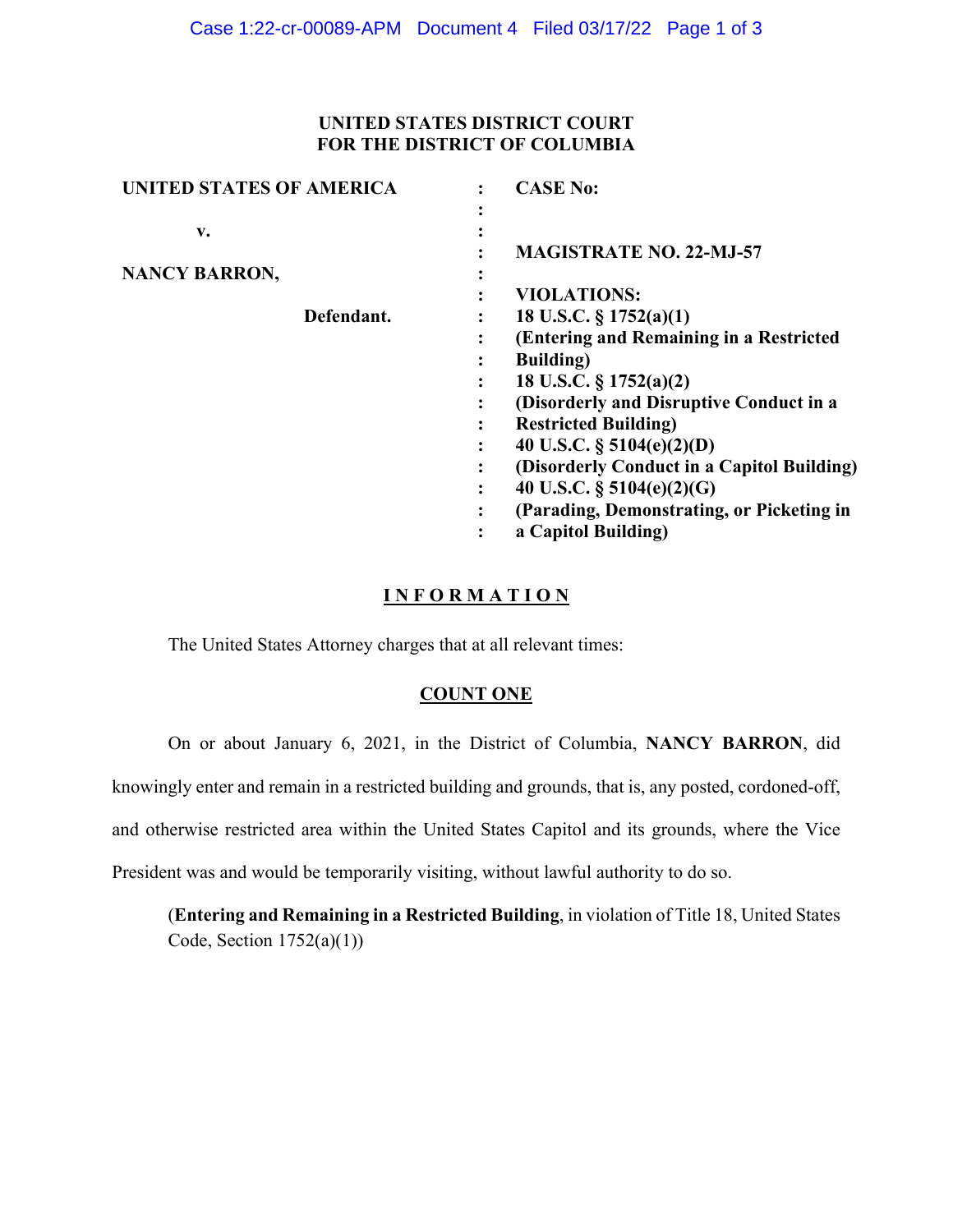**UNITED STATES DISTRICT COURT**
**FOR THE DISTRICT OF COLUMBIA**

| | | |
|---|---|---|
| **UNITED STATES OF AMERICA** | : | **CASE No:** |
| | : | |
| **v.** | : | |
| | : | **MAGISTRATE NO. 22-MJ-57** |
| **NANCY BARRON,** | : | |
| | : | **VIOLATIONS:** |
| **Defendant.** | : | **18 U.S.C. § 1752(a)(1)** |
| | : | **(Entering and Remaining in a Restricted Building)** |
| | : | **18 U.S.C. § 1752(a)(2)** |
| | : | **(Disorderly and Disruptive Conduct in a Restricted Building)** |
| | : | **40 U.S.C. § 5104(e)(2)(D)** |
| | : | **(Disorderly Conduct in a Capitol Building)** |
| | : | **40 U.S.C. § 5104(e)(2)(G)** |
| | : | **(Parading, Demonstrating, or Picketing in a Capitol Building)** |

**I N F O R M A T I O N**

The United States Attorney charges that at all relevant times:

**COUNT ONE**

On or about January 6, 2021, in the District of Columbia, **NANCY BARRON**, did knowingly enter and remain in a restricted building and grounds, that is, any posted, cordoned-off, and otherwise restricted area within the United States Capitol and its grounds, where the Vice President was and would be temporarily visiting, without lawful authority to do so.

(**Entering and Remaining in a Restricted Building**, in violation of Title 18, United States Code, Section 1752(a)(1))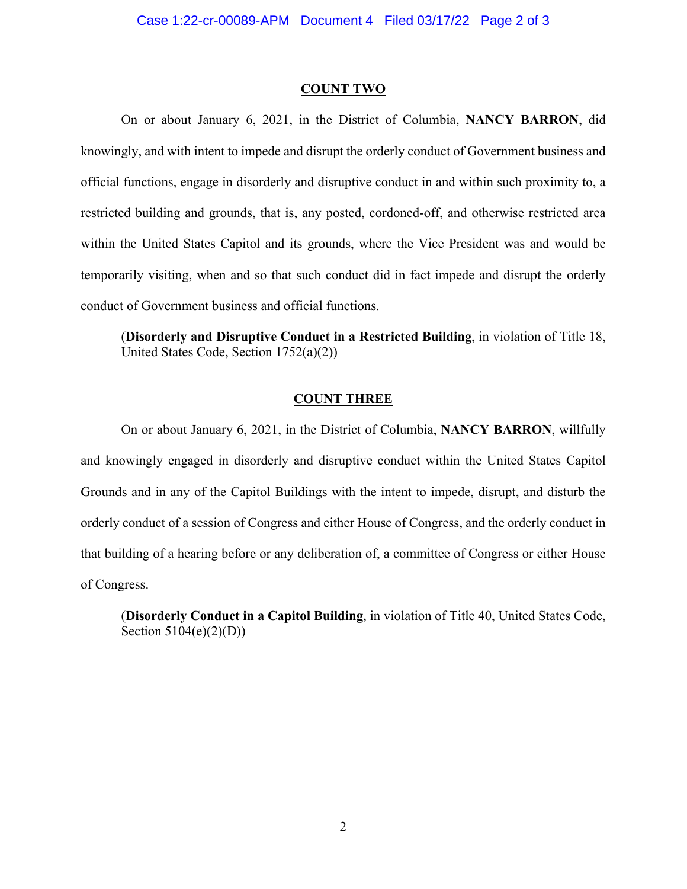## COUNT TWO

On or about January 6, 2021, in the District of Columbia, **NANCY BARRON**, did knowingly, and with intent to impede and disrupt the orderly conduct of Government business and official functions, engage in disorderly and disruptive conduct in and within such proximity to, a restricted building and grounds, that is, any posted, cordoned-off, and otherwise restricted area within the United States Capitol and its grounds, where the Vice President was and would be temporarily visiting, when and so that such conduct did in fact impede and disrupt the orderly conduct of Government business and official functions.

(**Disorderly and Disruptive Conduct in a Restricted Building**, in violation of Title 18, United States Code, Section 1752(a)(2))

## COUNT THREE

On or about January 6, 2021, in the District of Columbia, **NANCY BARRON**, willfully and knowingly engaged in disorderly and disruptive conduct within the United States Capitol Grounds and in any of the Capitol Buildings with the intent to impede, disrupt, and disturb the orderly conduct of a session of Congress and either House of Congress, and the orderly conduct in that building of a hearing before or any deliberation of, a committee of Congress or either House of Congress.

(**Disorderly Conduct in a Capitol Building**, in violation of Title 40, United States Code, Section 5104(e)(2)(D))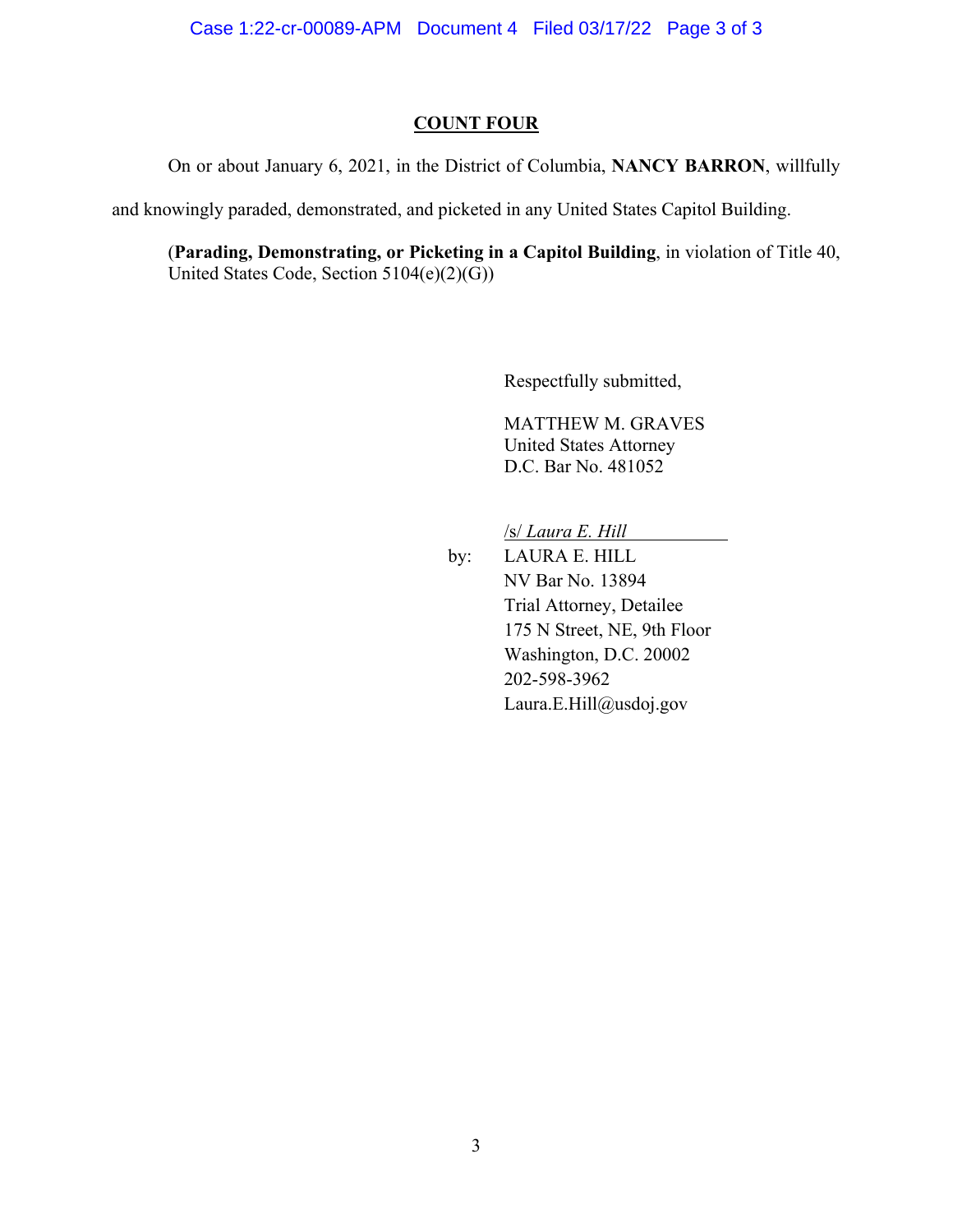## COUNT FOUR

On or about January 6, 2021, in the District of Columbia, **NANCY BARRON**, willfully and knowingly paraded, demonstrated, and picketed in any United States Capitol Building.

(**Parading, Demonstrating, or Picketing in a Capitol Building**, in violation of Title 40, United States Code, Section 5104(e)(2)(G))

Respectfully submitted,

MATTHEW M. GRAVES
United States Attorney
D.C. Bar No. 481052

/s/ *Laura E. Hill*

by: LAURA E. HILL
NV Bar No. 13894
Trial Attorney, Detailee
175 N Street, NE, 9th Floor
Washington, D.C. 20002
202-598-3962
Laura.E.Hill@usdoj.gov